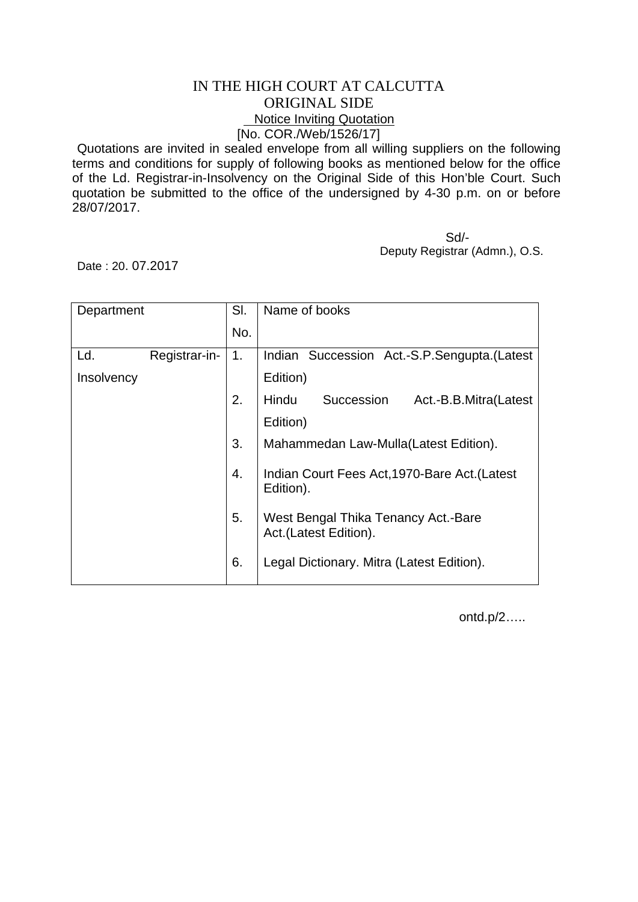# IN THE HIGH COURT AT CALCUTTA

## ORIGINAL SIDE

Notice Inviting Quotation

[No. COR./Web/1526/17]

Quotations are invited in sealed envelope from all willing suppliers on the following terms and conditions for supply of following books as mentioned below for the office of the Ld. Registrar-in-Insolvency on the Original Side of this Hon'ble Court. Such quotation be submitted to the office of the undersigned by 4-30 p.m. on or before 28/07/2017.

Sd/-

Deputy Registrar (Admn.), O.S.

Date : 20. 07.2017

| Department | Sl. No. | Name of books |
|---|---|---|
| Ld. Registrar-in-Insolvency | 1. | Indian Succession Act.-S.P.Sengupta.(Latest Edition) |
| | 2. | Hindu Succession Act.-B.B.Mitra(Latest Edition) |
| | 3. | Mahammedan Law-Mulla(Latest Edition). |
| | 4. | Indian Court Fees Act,1970-Bare Act.(Latest Edition). |
| | 5. | West Bengal Thika Tenancy Act.-Bare Act.(Latest Edition). |
| | 6. | Legal Dictionary. Mitra (Latest Edition). |

ontd.p/2…..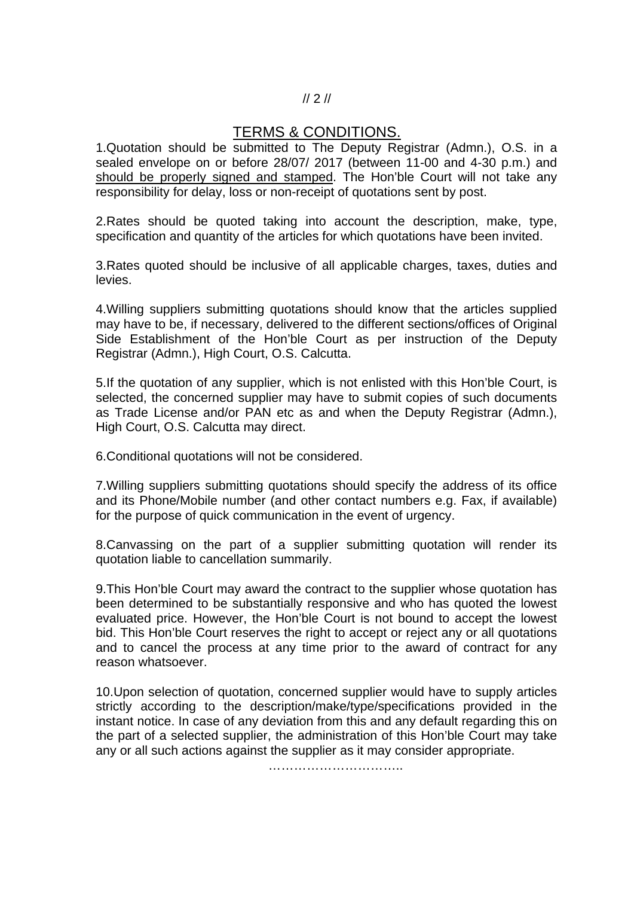## TERMS & CONDITIONS.

1.Quotation should be submitted to The Deputy Registrar (Admn.), O.S. in a sealed envelope on or before 28/07/ 2017 (between 11-00 and 4-30 p.m.) and should be properly signed and stamped. The Hon'ble Court will not take any responsibility for delay, loss or non-receipt of quotations sent by post.

2.Rates should be quoted taking into account the description, make, type, specification and quantity of the articles for which quotations have been invited.

3.Rates quoted should be inclusive of all applicable charges, taxes, duties and levies.

4.Willing suppliers submitting quotations should know that the articles supplied may have to be, if necessary, delivered to the different sections/offices of Original Side Establishment of the Hon'ble Court as per instruction of the Deputy Registrar (Admn.), High Court, O.S. Calcutta.

5.If the quotation of any supplier, which is not enlisted with this Hon'ble Court, is selected, the concerned supplier may have to submit copies of such documents as Trade License and/or PAN etc as and when the Deputy Registrar (Admn.), High Court, O.S. Calcutta may direct.

6.Conditional quotations will not be considered.

7.Willing suppliers submitting quotations should specify the address of its office and its Phone/Mobile number (and other contact numbers e.g. Fax, if available) for the purpose of quick communication in the event of urgency.

8.Canvassing on the part of a supplier submitting quotation will render its quotation liable to cancellation summarily.

9.This Hon'ble Court may award the contract to the supplier whose quotation has been determined to be substantially responsive and who has quoted the lowest evaluated price. However, the Hon'ble Court is not bound to accept the lowest bid. This Hon'ble Court reserves the right to accept or reject any or all quotations and to cancel the process at any time prior to the award of contract for any reason whatsoever.

10.Upon selection of quotation, concerned supplier would have to supply articles strictly according to the description/make/type/specifications provided in the instant notice. In case of any deviation from this and any default regarding this on the part of a selected supplier, the administration of this Hon'ble Court may take any or all such actions against the supplier as it may consider appropriate.

…………………………..